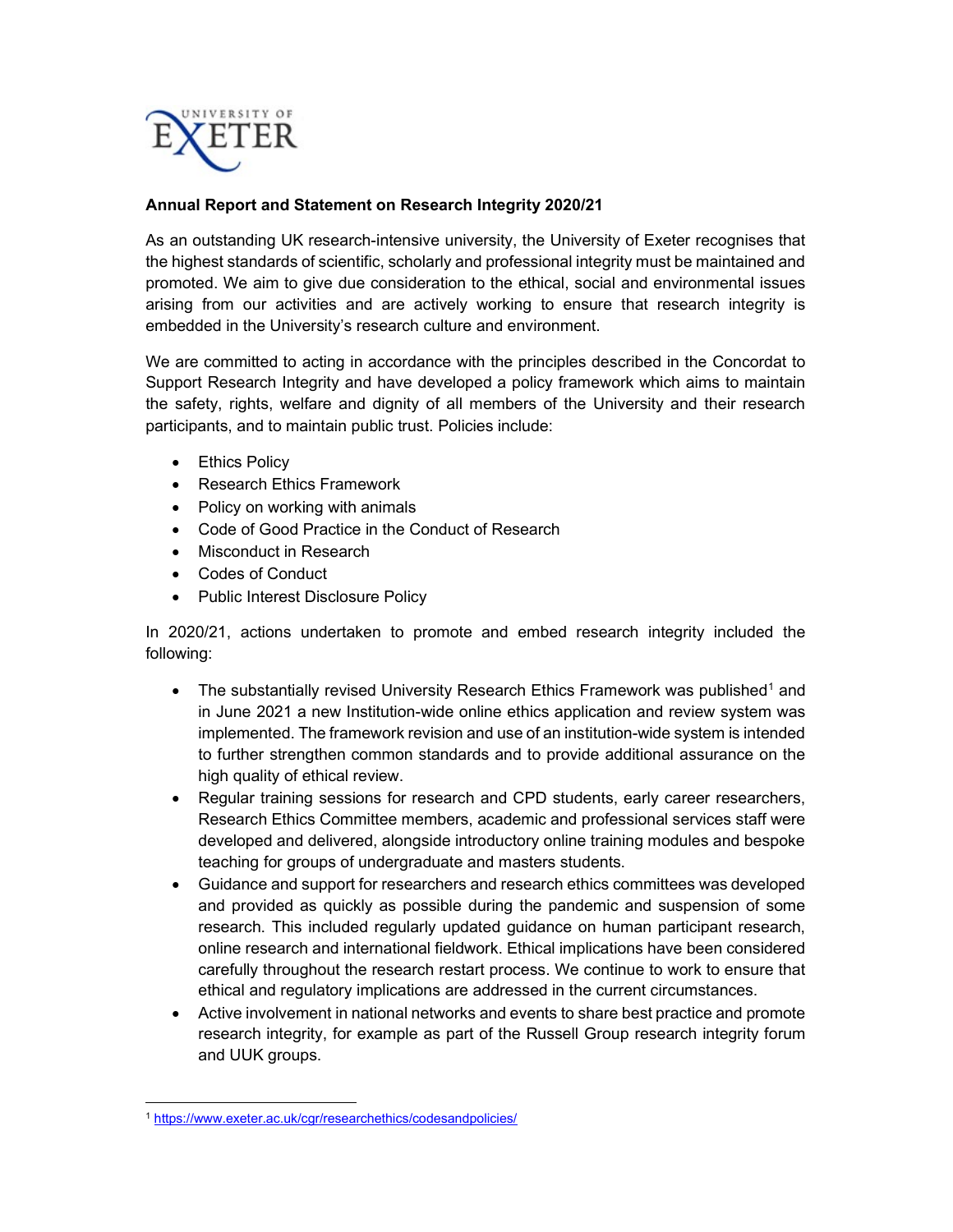**Annual Report and Statement on Research Integrity 2020/21**

As an outstanding UK research-intensive university, the University of Exeter recognises that the highest standards of scientific, scholarly and professional integrity must be maintained and promoted. We aim to give due consideration to the ethical, social and environmental issues arising from our activities and are actively working to ensure that research integrity is embedded in the University's research culture and environment.

We are committed to acting in accordance with the principles described in the Concordat to Support Research Integrity and have developed a policy framework which aims to maintain the safety, rights, welfare and dignity of all members of the University and their research participants, and to maintain public trust. Policies include:

- Ethics Policy
- Research Ethics Framework
- Policy on working with animals
- Code of Good Practice in the Conduct of Research
- Misconduct in Research
- Codes of Conduct
- Public Interest Disclosure Policy

In 2020/21, actions undertaken to promote and embed research integrity included the following:

- The substantially revised University Research Ethics Framework was published[1] and in June 2021 a new Institution-wide online ethics application and review system was implemented. The framework revision and use of an institution-wide system is intended to further strengthen common standards and to provide additional assurance on the high quality of ethical review.
- Regular training sessions for research and CPD students, early career researchers, Research Ethics Committee members, academic and professional services staff were developed and delivered, alongside introductory online training modules and bespoke teaching for groups of undergraduate and masters students.
- Guidance and support for researchers and research ethics committees was developed and provided as quickly as possible during the pandemic and suspension of some research. This included regularly updated guidance on human participant research, online research and international fieldwork. Ethical implications have been considered carefully throughout the research restart process. We continue to work to ensure that ethical and regulatory implications are addressed in the current circumstances.
- Active involvement in national networks and events to share best practice and promote research integrity, for example as part of the Russell Group research integrity forum and UUK groups.

---

[1] https://www.exeter.ac.uk/cgr/researchethics/codesandpolicies/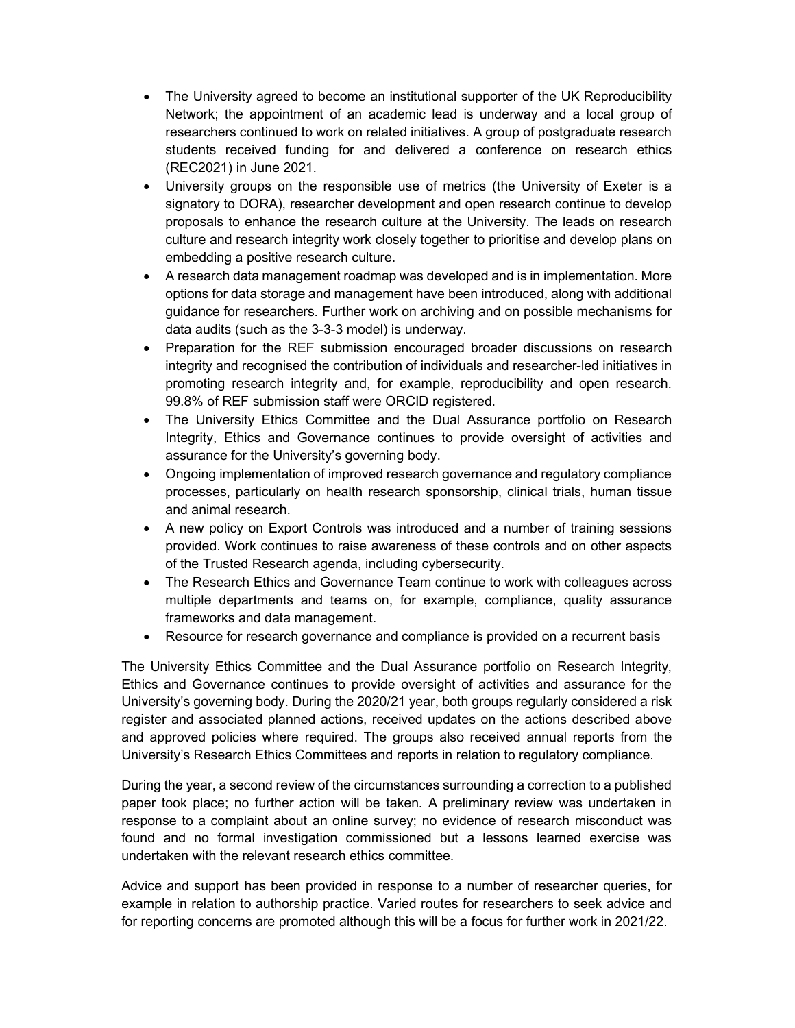- The University agreed to become an institutional supporter of the UK Reproducibility Network; the appointment of an academic lead is underway and a local group of researchers continued to work on related initiatives. A group of postgraduate research students received funding for and delivered a conference on research ethics (REC2021) in June 2021.
- University groups on the responsible use of metrics (the University of Exeter is a signatory to DORA), researcher development and open research continue to develop proposals to enhance the research culture at the University. The leads on research culture and research integrity work closely together to prioritise and develop plans on embedding a positive research culture.
- A research data management roadmap was developed and is in implementation. More options for data storage and management have been introduced, along with additional guidance for researchers. Further work on archiving and on possible mechanisms for data audits (such as the 3-3-3 model) is underway.
- Preparation for the REF submission encouraged broader discussions on research integrity and recognised the contribution of individuals and researcher-led initiatives in promoting research integrity and, for example, reproducibility and open research. 99.8% of REF submission staff were ORCID registered.
- The University Ethics Committee and the Dual Assurance portfolio on Research Integrity, Ethics and Governance continues to provide oversight of activities and assurance for the University's governing body.
- Ongoing implementation of improved research governance and regulatory compliance processes, particularly on health research sponsorship, clinical trials, human tissue and animal research.
- A new policy on Export Controls was introduced and a number of training sessions provided. Work continues to raise awareness of these controls and on other aspects of the Trusted Research agenda, including cybersecurity.
- The Research Ethics and Governance Team continue to work with colleagues across multiple departments and teams on, for example, compliance, quality assurance frameworks and data management.
- Resource for research governance and compliance is provided on a recurrent basis

The University Ethics Committee and the Dual Assurance portfolio on Research Integrity, Ethics and Governance continues to provide oversight of activities and assurance for the University's governing body. During the 2020/21 year, both groups regularly considered a risk register and associated planned actions, received updates on the actions described above and approved policies where required. The groups also received annual reports from the University's Research Ethics Committees and reports in relation to regulatory compliance.

During the year, a second review of the circumstances surrounding a correction to a published paper took place; no further action will be taken. A preliminary review was undertaken in response to a complaint about an online survey; no evidence of research misconduct was found and no formal investigation commissioned but a lessons learned exercise was undertaken with the relevant research ethics committee.

Advice and support has been provided in response to a number of researcher queries, for example in relation to authorship practice. Varied routes for researchers to seek advice and for reporting concerns are promoted although this will be a focus for further work in 2021/22.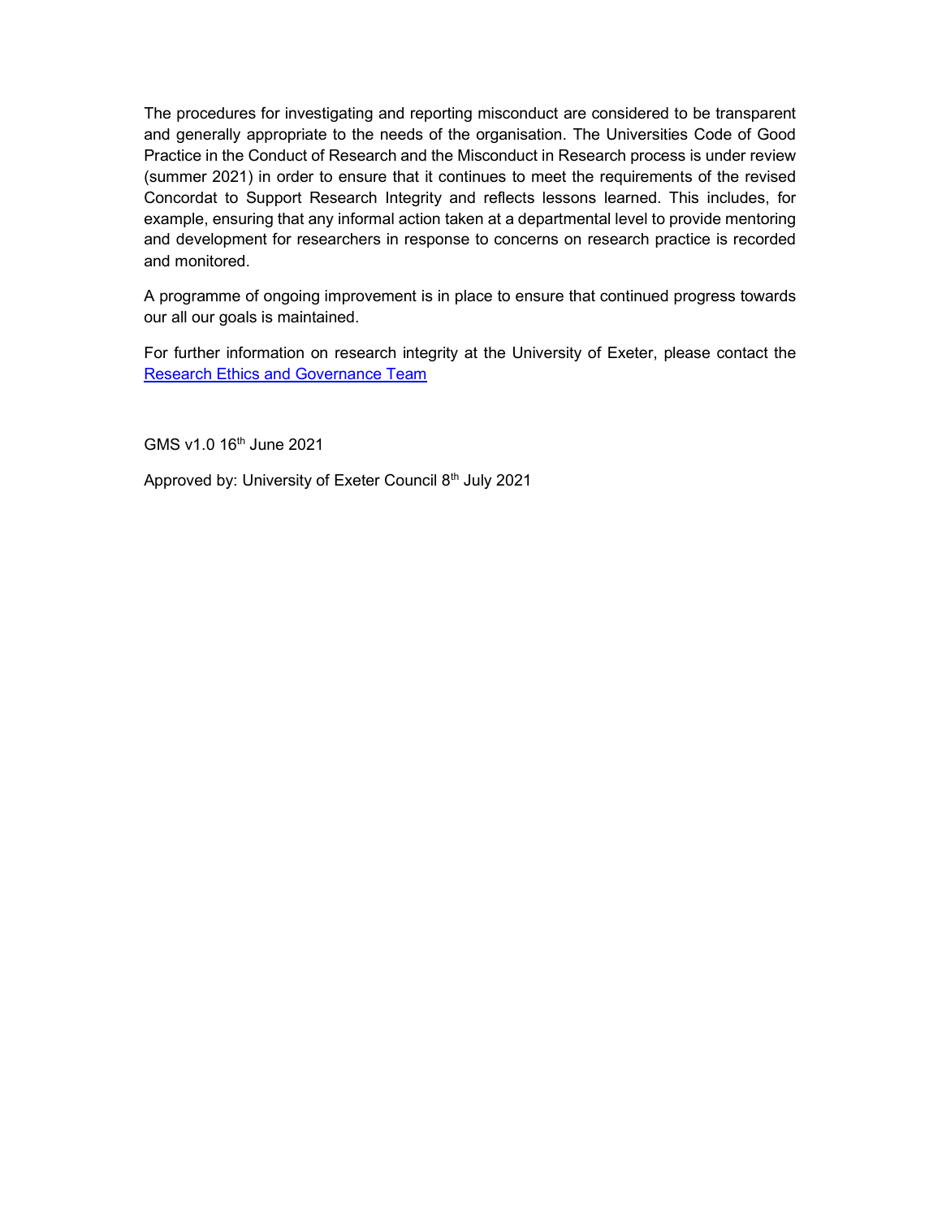The procedures for investigating and reporting misconduct are considered to be transparent and generally appropriate to the needs of the organisation. The Universities Code of Good Practice in the Conduct of Research and the Misconduct in Research process is under review (summer 2021) in order to ensure that it continues to meet the requirements of the revised Concordat to Support Research Integrity and reflects lessons learned. This includes, for example, ensuring that any informal action taken at a departmental level to provide mentoring and development for researchers in response to concerns on research practice is recorded and monitored.

A programme of ongoing improvement is in place to ensure that continued progress towards our all our goals is maintained.

For further information on research integrity at the University of Exeter, please contact the Research Ethics and Governance Team

GMS v1.0 16th June 2021

Approved by: University of Exeter Council 8th July 2021